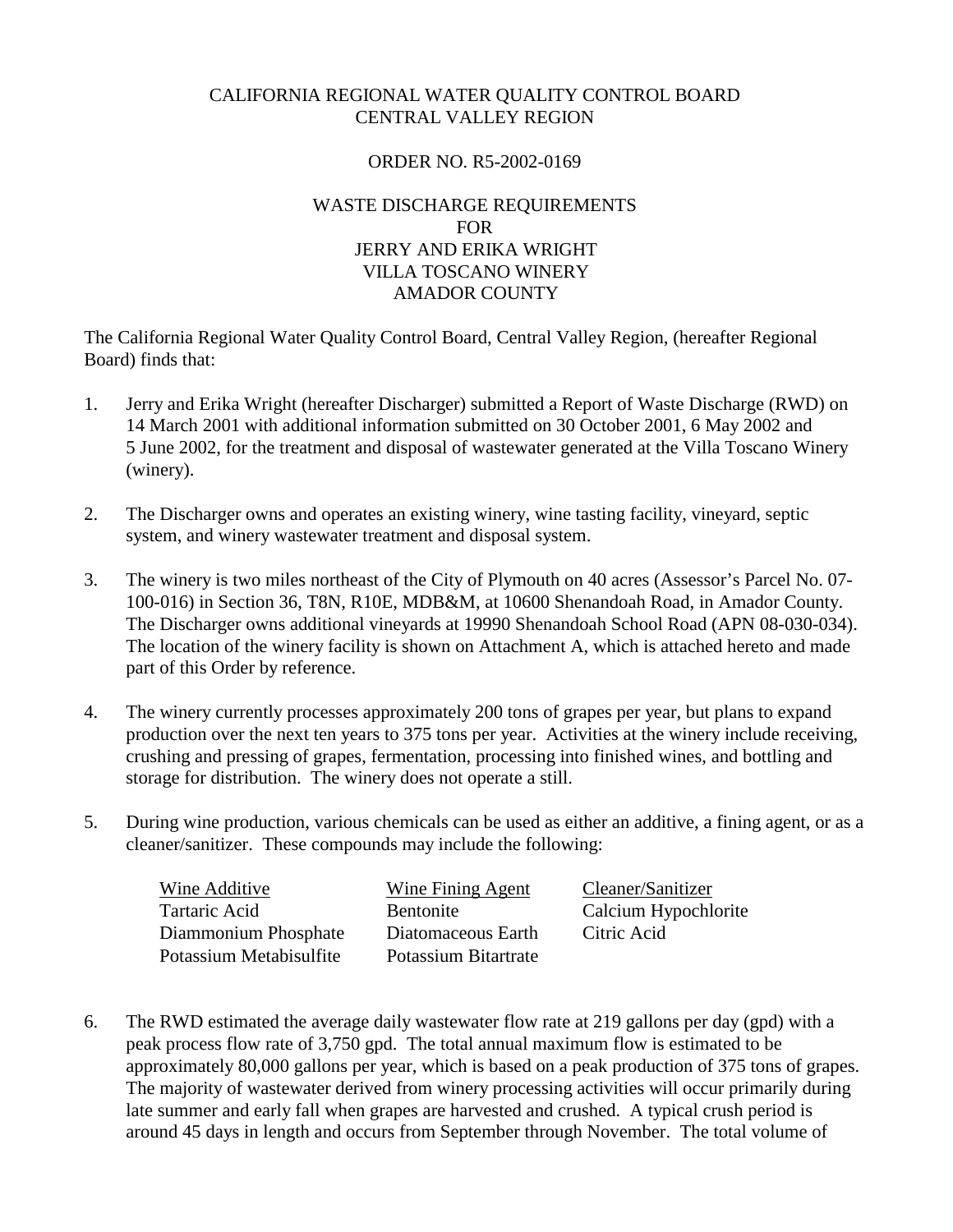CALIFORNIA REGIONAL WATER QUALITY CONTROL BOARD
CENTRAL VALLEY REGION

ORDER NO. R5-2002-0169

WASTE DISCHARGE REQUIREMENTS
FOR
JERRY AND ERIKA WRIGHT
VILLA TOSCANO WINERY
AMADOR COUNTY

The California Regional Water Quality Control Board, Central Valley Region, (hereafter Regional Board) finds that:

1. Jerry and Erika Wright (hereafter Discharger) submitted a Report of Waste Discharge (RWD) on 14 March 2001 with additional information submitted on 30 October 2001, 6 May 2002 and 5 June 2002, for the treatment and disposal of wastewater generated at the Villa Toscano Winery (winery).

2. The Discharger owns and operates an existing winery, wine tasting facility, vineyard, septic system, and winery wastewater treatment and disposal system.

3. The winery is two miles northeast of the City of Plymouth on 40 acres (Assessor's Parcel No. 07-100-016) in Section 36, T8N, R10E, MDB&M, at 10600 Shenandoah Road, in Amador County. The Discharger owns additional vineyards at 19990 Shenandoah School Road (APN 08-030-034). The location of the winery facility is shown on Attachment A, which is attached hereto and made part of this Order by reference.

4. The winery currently processes approximately 200 tons of grapes per year, but plans to expand production over the next ten years to 375 tons per year. Activities at the winery include receiving, crushing and pressing of grapes, fermentation, processing into finished wines, and bottling and storage for distribution. The winery does not operate a still.

5. During wine production, various chemicals can be used as either an additive, a fining agent, or as a cleaner/sanitizer. These compounds may include the following:

| Wine Additive | Wine Fining Agent | Cleaner/Sanitizer |
|---|---|---|
| Tartaric Acid | Bentonite | Calcium Hypochlorite |
| Diammonium Phosphate | Diatomaceous Earth | Citric Acid |
| Potassium Metabisulfite | Potassium Bitartrate | |

6. The RWD estimated the average daily wastewater flow rate at 219 gallons per day (gpd) with a peak process flow rate of 3,750 gpd. The total annual maximum flow is estimated to be approximately 80,000 gallons per year, which is based on a peak production of 375 tons of grapes. The majority of wastewater derived from winery processing activities will occur primarily during late summer and early fall when grapes are harvested and crushed. A typical crush period is around 45 days in length and occurs from September through November. The total volume of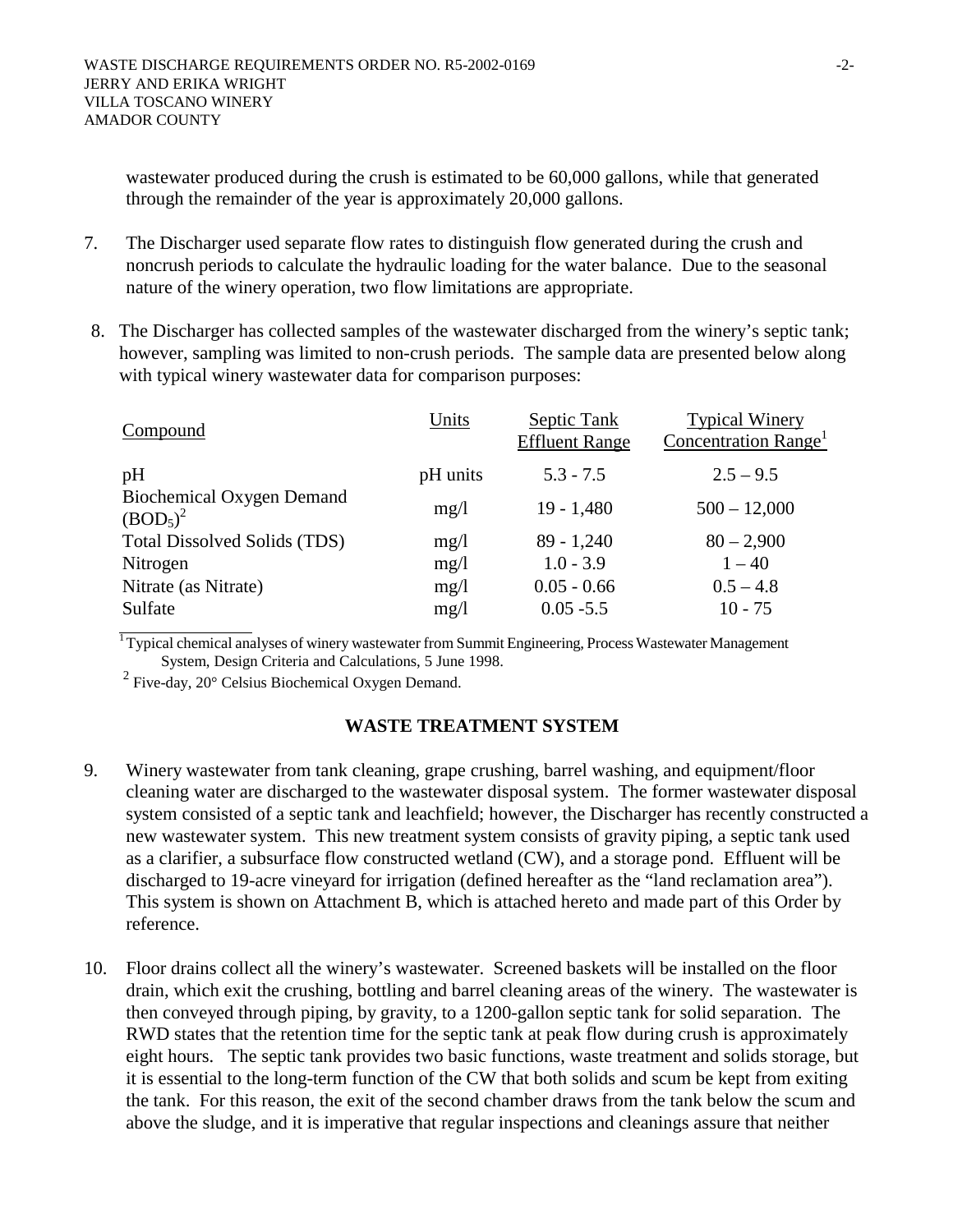wastewater produced during the crush is estimated to be 60,000 gallons, while that generated through the remainder of the year is approximately 20,000 gallons.

7. The Discharger used separate flow rates to distinguish flow generated during the crush and noncrush periods to calculate the hydraulic loading for the water balance. Due to the seasonal nature of the winery operation, two flow limitations are appropriate.

8. The Discharger has collected samples of the wastewater discharged from the winery's septic tank; however, sampling was limited to non-crush periods. The sample data are presented below along with typical winery wastewater data for comparison purposes:

| Compound | Units | Septic Tank Effluent Range | Typical Winery Concentration Range[1] |
|---|---|---|---|
| pH | pH units | 5.3 - 7.5 | 2.5 – 9.5 |
| Biochemical Oxygen Demand ($BOD_5$)[2] | mg/l | 19 - 1,480 | 500 – 12,000 |
| Total Dissolved Solids (TDS) | mg/l | 89 - 1,240 | 80 – 2,900 |
| Nitrogen | mg/l | 1.0 - 3.9 | 1 – 40 |
| Nitrate (as Nitrate) | mg/l | 0.05 - 0.66 | 0.5 – 4.8 |
| Sulfate | mg/l | 0.05 -5.5 | 10 - 75 |

[1] Typical chemical analyses of winery wastewater from Summit Engineering, Process Wastewater Management System, Design Criteria and Calculations, 5 June 1998.

[2] Five-day, 20° Celsius Biochemical Oxygen Demand.

## WASTE TREATMENT SYSTEM

9. Winery wastewater from tank cleaning, grape crushing, barrel washing, and equipment/floor cleaning water are discharged to the wastewater disposal system. The former wastewater disposal system consisted of a septic tank and leachfield; however, the Discharger has recently constructed a new wastewater system. This new treatment system consists of gravity piping, a septic tank used as a clarifier, a subsurface flow constructed wetland (CW), and a storage pond. Effluent will be discharged to 19-acre vineyard for irrigation (defined hereafter as the "land reclamation area"). This system is shown on Attachment B, which is attached hereto and made part of this Order by reference.

10. Floor drains collect all the winery's wastewater. Screened baskets will be installed on the floor drain, which exit the crushing, bottling and barrel cleaning areas of the winery. The wastewater is then conveyed through piping, by gravity, to a 1200-gallon septic tank for solid separation. The RWD states that the retention time for the septic tank at peak flow during crush is approximately eight hours. The septic tank provides two basic functions, waste treatment and solids storage, but it is essential to the long-term function of the CW that both solids and scum be kept from exiting the tank. For this reason, the exit of the second chamber draws from the tank below the scum and above the sludge, and it is imperative that regular inspections and cleanings assure that neither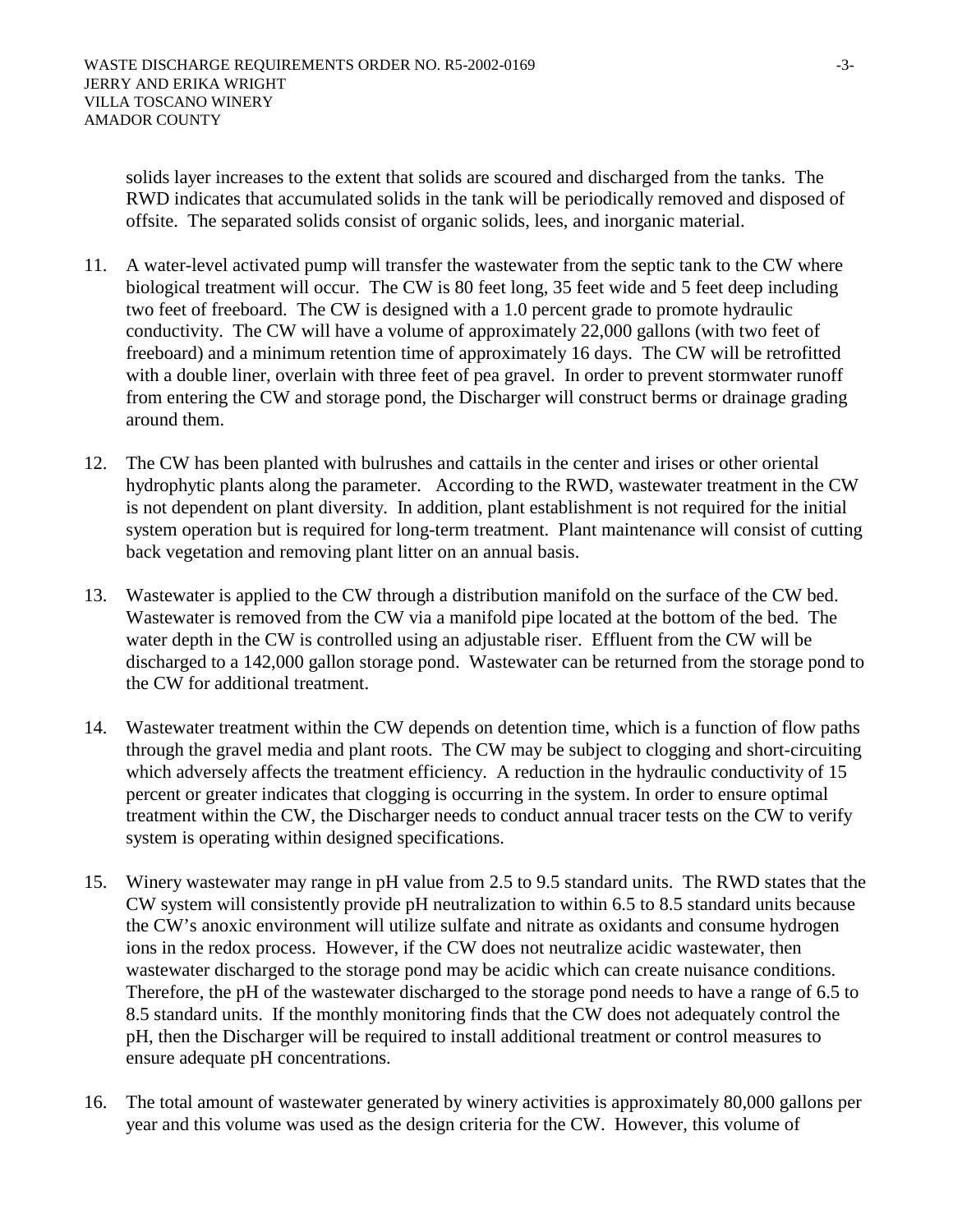solids layer increases to the extent that solids are scoured and discharged from the tanks. The RWD indicates that accumulated solids in the tank will be periodically removed and disposed of offsite. The separated solids consist of organic solids, lees, and inorganic material.

11. A water-level activated pump will transfer the wastewater from the septic tank to the CW where biological treatment will occur. The CW is 80 feet long, 35 feet wide and 5 feet deep including two feet of freeboard. The CW is designed with a 1.0 percent grade to promote hydraulic conductivity. The CW will have a volume of approximately 22,000 gallons (with two feet of freeboard) and a minimum retention time of approximately 16 days. The CW will be retrofitted with a double liner, overlain with three feet of pea gravel. In order to prevent stormwater runoff from entering the CW and storage pond, the Discharger will construct berms or drainage grading around them.

12. The CW has been planted with bulrushes and cattails in the center and irises or other oriental hydrophytic plants along the parameter. According to the RWD, wastewater treatment in the CW is not dependent on plant diversity. In addition, plant establishment is not required for the initial system operation but is required for long-term treatment. Plant maintenance will consist of cutting back vegetation and removing plant litter on an annual basis.

13. Wastewater is applied to the CW through a distribution manifold on the surface of the CW bed. Wastewater is removed from the CW via a manifold pipe located at the bottom of the bed. The water depth in the CW is controlled using an adjustable riser. Effluent from the CW will be discharged to a 142,000 gallon storage pond. Wastewater can be returned from the storage pond to the CW for additional treatment.

14. Wastewater treatment within the CW depends on detention time, which is a function of flow paths through the gravel media and plant roots. The CW may be subject to clogging and short-circuiting which adversely affects the treatment efficiency. A reduction in the hydraulic conductivity of 15 percent or greater indicates that clogging is occurring in the system. In order to ensure optimal treatment within the CW, the Discharger needs to conduct annual tracer tests on the CW to verify system is operating within designed specifications.

15. Winery wastewater may range in pH value from 2.5 to 9.5 standard units. The RWD states that the CW system will consistently provide pH neutralization to within 6.5 to 8.5 standard units because the CW's anoxic environment will utilize sulfate and nitrate as oxidants and consume hydrogen ions in the redox process. However, if the CW does not neutralize acidic wastewater, then wastewater discharged to the storage pond may be acidic which can create nuisance conditions. Therefore, the pH of the wastewater discharged to the storage pond needs to have a range of 6.5 to 8.5 standard units. If the monthly monitoring finds that the CW does not adequately control the pH, then the Discharger will be required to install additional treatment or control measures to ensure adequate pH concentrations.

16. The total amount of wastewater generated by winery activities is approximately 80,000 gallons per year and this volume was used as the design criteria for the CW. However, this volume of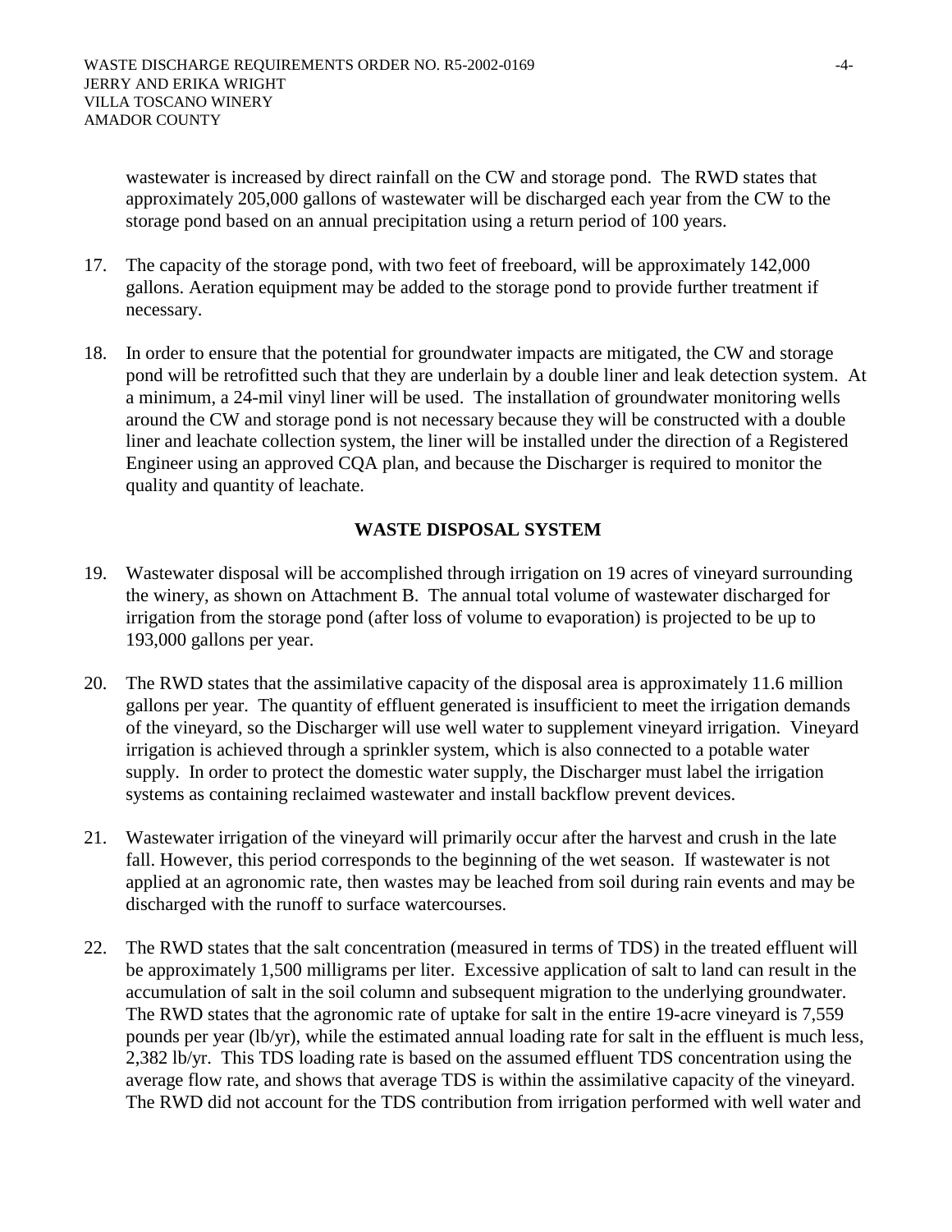wastewater is increased by direct rainfall on the CW and storage pond. The RWD states that approximately 205,000 gallons of wastewater will be discharged each year from the CW to the storage pond based on an annual precipitation using a return period of 100 years.

17. The capacity of the storage pond, with two feet of freeboard, will be approximately 142,000 gallons. Aeration equipment may be added to the storage pond to provide further treatment if necessary.

18. In order to ensure that the potential for groundwater impacts are mitigated, the CW and storage pond will be retrofitted such that they are underlain by a double liner and leak detection system. At a minimum, a 24-mil vinyl liner will be used. The installation of groundwater monitoring wells around the CW and storage pond is not necessary because they will be constructed with a double liner and leachate collection system, the liner will be installed under the direction of a Registered Engineer using an approved CQA plan, and because the Discharger is required to monitor the quality and quantity of leachate.

## WASTE DISPOSAL SYSTEM

19. Wastewater disposal will be accomplished through irrigation on 19 acres of vineyard surrounding the winery, as shown on Attachment B. The annual total volume of wastewater discharged for irrigation from the storage pond (after loss of volume to evaporation) is projected to be up to 193,000 gallons per year.

20. The RWD states that the assimilative capacity of the disposal area is approximately 11.6 million gallons per year. The quantity of effluent generated is insufficient to meet the irrigation demands of the vineyard, so the Discharger will use well water to supplement vineyard irrigation. Vineyard irrigation is achieved through a sprinkler system, which is also connected to a potable water supply. In order to protect the domestic water supply, the Discharger must label the irrigation systems as containing reclaimed wastewater and install backflow prevent devices.

21. Wastewater irrigation of the vineyard will primarily occur after the harvest and crush in the late fall. However, this period corresponds to the beginning of the wet season. If wastewater is not applied at an agronomic rate, then wastes may be leached from soil during rain events and may be discharged with the runoff to surface watercourses.

22. The RWD states that the salt concentration (measured in terms of TDS) in the treated effluent will be approximately 1,500 milligrams per liter. Excessive application of salt to land can result in the accumulation of salt in the soil column and subsequent migration to the underlying groundwater. The RWD states that the agronomic rate of uptake for salt in the entire 19-acre vineyard is 7,559 pounds per year (lb/yr), while the estimated annual loading rate for salt in the effluent is much less, 2,382 lb/yr. This TDS loading rate is based on the assumed effluent TDS concentration using the average flow rate, and shows that average TDS is within the assimilative capacity of the vineyard. The RWD did not account for the TDS contribution from irrigation performed with well water and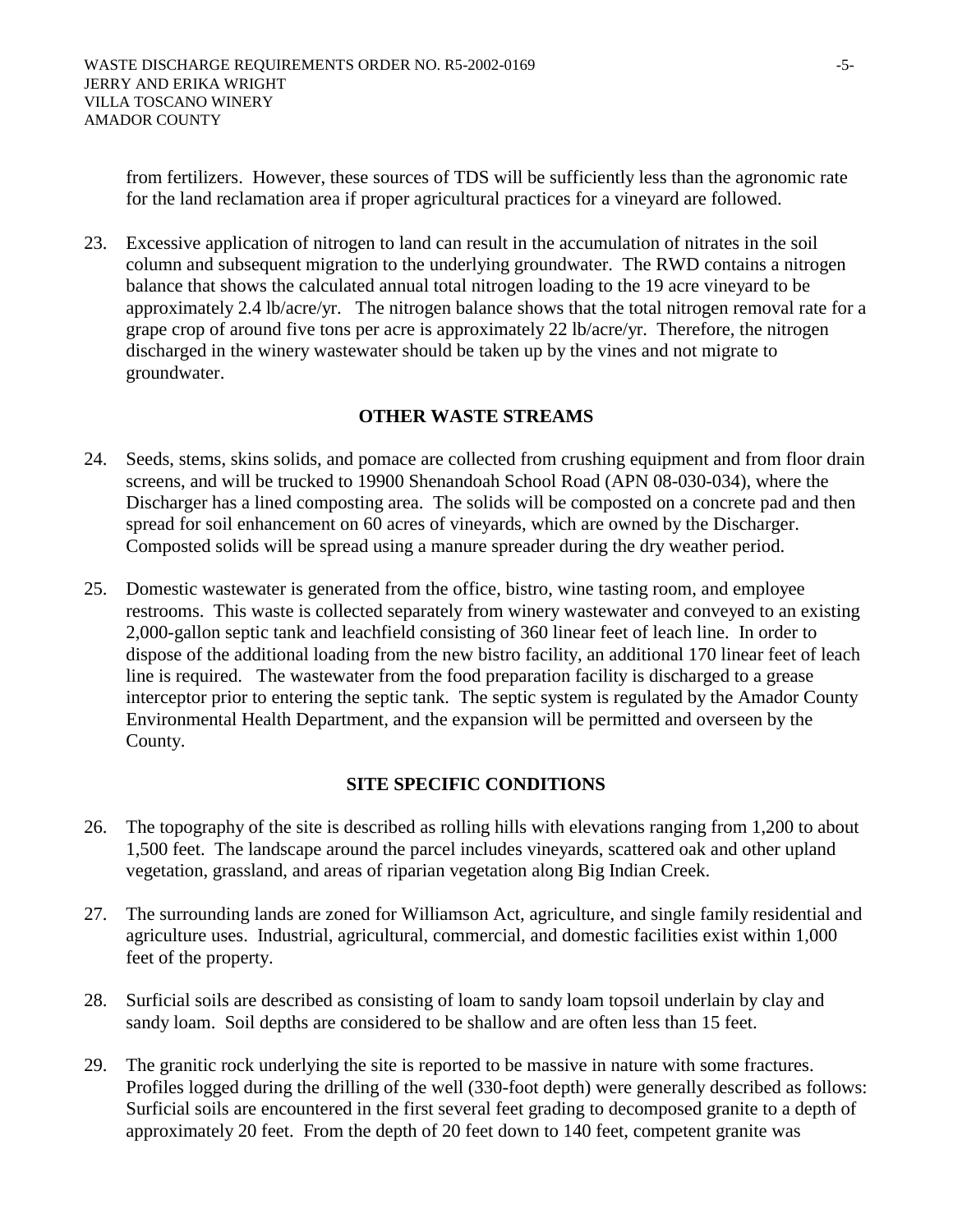from fertilizers. However, these sources of TDS will be sufficiently less than the agronomic rate for the land reclamation area if proper agricultural practices for a vineyard are followed.

23. Excessive application of nitrogen to land can result in the accumulation of nitrates in the soil column and subsequent migration to the underlying groundwater. The RWD contains a nitrogen balance that shows the calculated annual total nitrogen loading to the 19 acre vineyard to be approximately 2.4 lb/acre/yr. The nitrogen balance shows that the total nitrogen removal rate for a grape crop of around five tons per acre is approximately 22 lb/acre/yr. Therefore, the nitrogen discharged in the winery wastewater should be taken up by the vines and not migrate to groundwater.

## OTHER WASTE STREAMS

24. Seeds, stems, skins solids, and pomace are collected from crushing equipment and from floor drain screens, and will be trucked to 19900 Shenandoah School Road (APN 08-030-034), where the Discharger has a lined composting area. The solids will be composted on a concrete pad and then spread for soil enhancement on 60 acres of vineyards, which are owned by the Discharger. Composted solids will be spread using a manure spreader during the dry weather period.

25. Domestic wastewater is generated from the office, bistro, wine tasting room, and employee restrooms. This waste is collected separately from winery wastewater and conveyed to an existing 2,000-gallon septic tank and leachfield consisting of 360 linear feet of leach line. In order to dispose of the additional loading from the new bistro facility, an additional 170 linear feet of leach line is required. The wastewater from the food preparation facility is discharged to a grease interceptor prior to entering the septic tank. The septic system is regulated by the Amador County Environmental Health Department, and the expansion will be permitted and overseen by the County.

## SITE SPECIFIC CONDITIONS

26. The topography of the site is described as rolling hills with elevations ranging from 1,200 to about 1,500 feet. The landscape around the parcel includes vineyards, scattered oak and other upland vegetation, grassland, and areas of riparian vegetation along Big Indian Creek.

27. The surrounding lands are zoned for Williamson Act, agriculture, and single family residential and agriculture uses. Industrial, agricultural, commercial, and domestic facilities exist within 1,000 feet of the property.

28. Surficial soils are described as consisting of loam to sandy loam topsoil underlain by clay and sandy loam. Soil depths are considered to be shallow and are often less than 15 feet.

29. The granitic rock underlying the site is reported to be massive in nature with some fractures. Profiles logged during the drilling of the well (330-foot depth) were generally described as follows: Surficial soils are encountered in the first several feet grading to decomposed granite to a depth of approximately 20 feet. From the depth of 20 feet down to 140 feet, competent granite was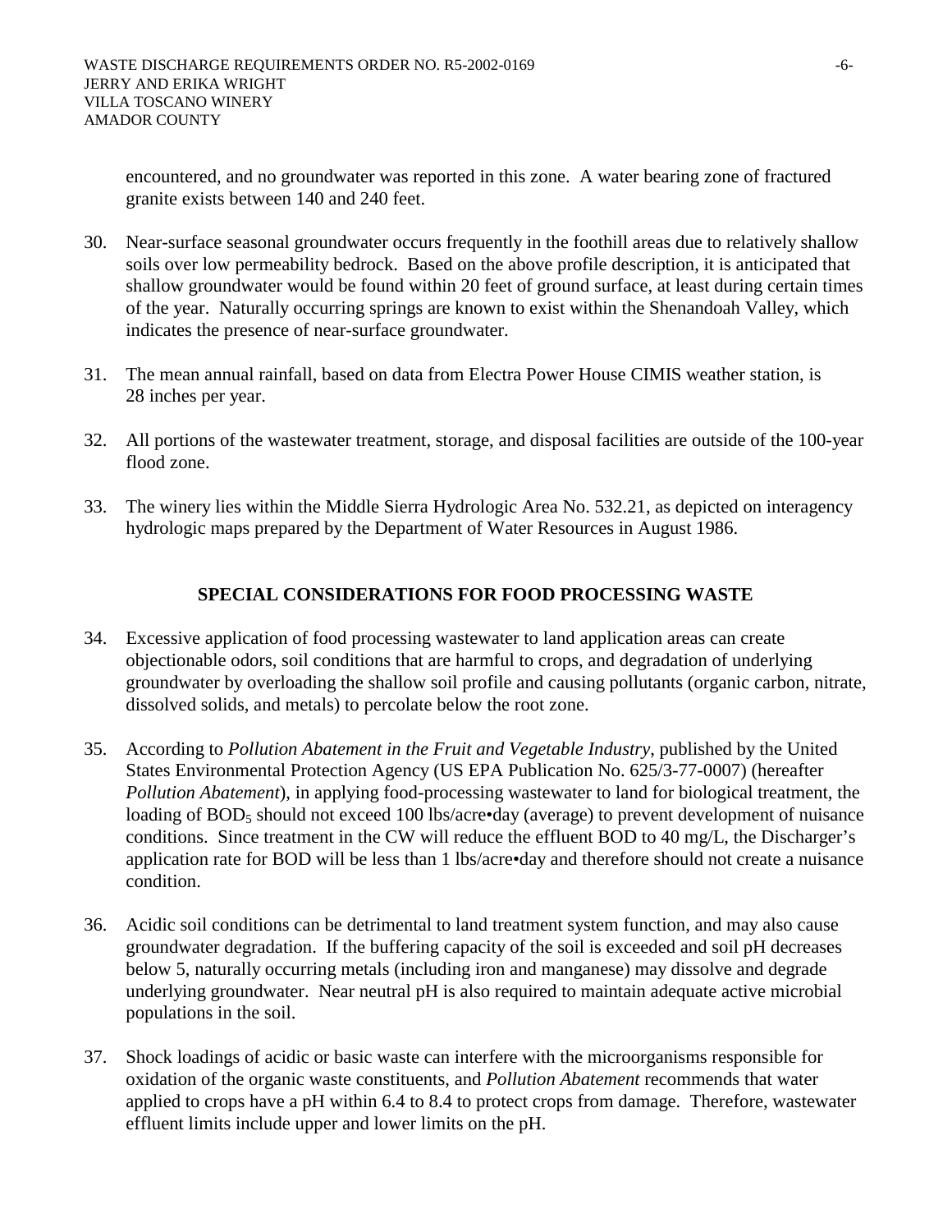encountered, and no groundwater was reported in this zone. A water bearing zone of fractured granite exists between 140 and 240 feet.

30. Near-surface seasonal groundwater occurs frequently in the foothill areas due to relatively shallow soils over low permeability bedrock. Based on the above profile description, it is anticipated that shallow groundwater would be found within 20 feet of ground surface, at least during certain times of the year. Naturally occurring springs are known to exist within the Shenandoah Valley, which indicates the presence of near-surface groundwater.

31. The mean annual rainfall, based on data from Electra Power House CIMIS weather station, is 28 inches per year.

32. All portions of the wastewater treatment, storage, and disposal facilities are outside of the 100-year flood zone.

33. The winery lies within the Middle Sierra Hydrologic Area No. 532.21, as depicted on interagency hydrologic maps prepared by the Department of Water Resources in August 1986.

## SPECIAL CONSIDERATIONS FOR FOOD PROCESSING WASTE

34. Excessive application of food processing wastewater to land application areas can create objectionable odors, soil conditions that are harmful to crops, and degradation of underlying groundwater by overloading the shallow soil profile and causing pollutants (organic carbon, nitrate, dissolved solids, and metals) to percolate below the root zone.

35. According to *Pollution Abatement in the Fruit and Vegetable Industry*, published by the United States Environmental Protection Agency (US EPA Publication No. 625/3-77-0007) (hereafter *Pollution Abatement*), in applying food-processing wastewater to land for biological treatment, the loading of $BOD_5$ should not exceed 100 lbs/acre•day (average) to prevent development of nuisance conditions. Since treatment in the CW will reduce the effluent BOD to 40 mg/L, the Discharger's application rate for BOD will be less than 1 lbs/acre•day and therefore should not create a nuisance condition.

36. Acidic soil conditions can be detrimental to land treatment system function, and may also cause groundwater degradation. If the buffering capacity of the soil is exceeded and soil pH decreases below 5, naturally occurring metals (including iron and manganese) may dissolve and degrade underlying groundwater. Near neutral pH is also required to maintain adequate active microbial populations in the soil.

37. Shock loadings of acidic or basic waste can interfere with the microorganisms responsible for oxidation of the organic waste constituents, and *Pollution Abatement* recommends that water applied to crops have a pH within 6.4 to 8.4 to protect crops from damage. Therefore, wastewater effluent limits include upper and lower limits on the pH.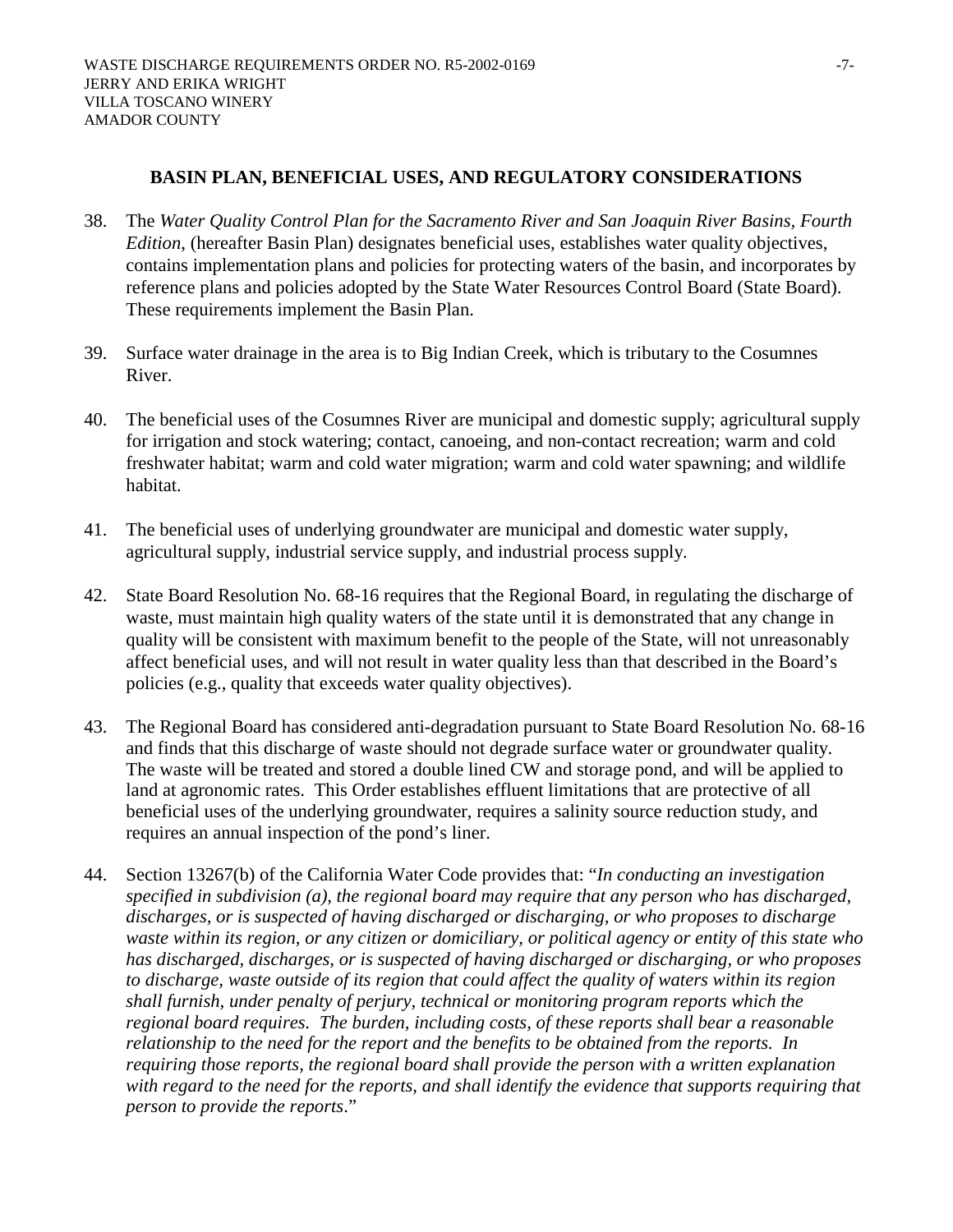## BASIN PLAN, BENEFICIAL USES, AND REGULATORY CONSIDERATIONS

38. The *Water Quality Control Plan for the Sacramento River and San Joaquin River Basins, Fourth Edition*, (hereafter Basin Plan) designates beneficial uses, establishes water quality objectives, contains implementation plans and policies for protecting waters of the basin, and incorporates by reference plans and policies adopted by the State Water Resources Control Board (State Board). These requirements implement the Basin Plan.

39. Surface water drainage in the area is to Big Indian Creek, which is tributary to the Cosumnes River.

40. The beneficial uses of the Cosumnes River are municipal and domestic supply; agricultural supply for irrigation and stock watering; contact, canoeing, and non-contact recreation; warm and cold freshwater habitat; warm and cold water migration; warm and cold water spawning; and wildlife habitat.

41. The beneficial uses of underlying groundwater are municipal and domestic water supply, agricultural supply, industrial service supply, and industrial process supply.

42. State Board Resolution No. 68-16 requires that the Regional Board, in regulating the discharge of waste, must maintain high quality waters of the state until it is demonstrated that any change in quality will be consistent with maximum benefit to the people of the State, will not unreasonably affect beneficial uses, and will not result in water quality less than that described in the Board's policies (e.g., quality that exceeds water quality objectives).

43. The Regional Board has considered anti-degradation pursuant to State Board Resolution No. 68-16 and finds that this discharge of waste should not degrade surface water or groundwater quality. The waste will be treated and stored a double lined CW and storage pond, and will be applied to land at agronomic rates. This Order establishes effluent limitations that are protective of all beneficial uses of the underlying groundwater, requires a salinity source reduction study, and requires an annual inspection of the pond's liner.

44. Section 13267(b) of the California Water Code provides that: "*In conducting an investigation specified in subdivision (a), the regional board may require that any person who has discharged, discharges, or is suspected of having discharged or discharging, or who proposes to discharge waste within its region, or any citizen or domiciliary, or political agency or entity of this state who has discharged, discharges, or is suspected of having discharged or discharging, or who proposes to discharge, waste outside of its region that could affect the quality of waters within its region shall furnish, under penalty of perjury, technical or monitoring program reports which the regional board requires. The burden, including costs, of these reports shall bear a reasonable relationship to the need for the report and the benefits to be obtained from the reports. In requiring those reports, the regional board shall provide the person with a written explanation with regard to the need for the reports, and shall identify the evidence that supports requiring that person to provide the reports*."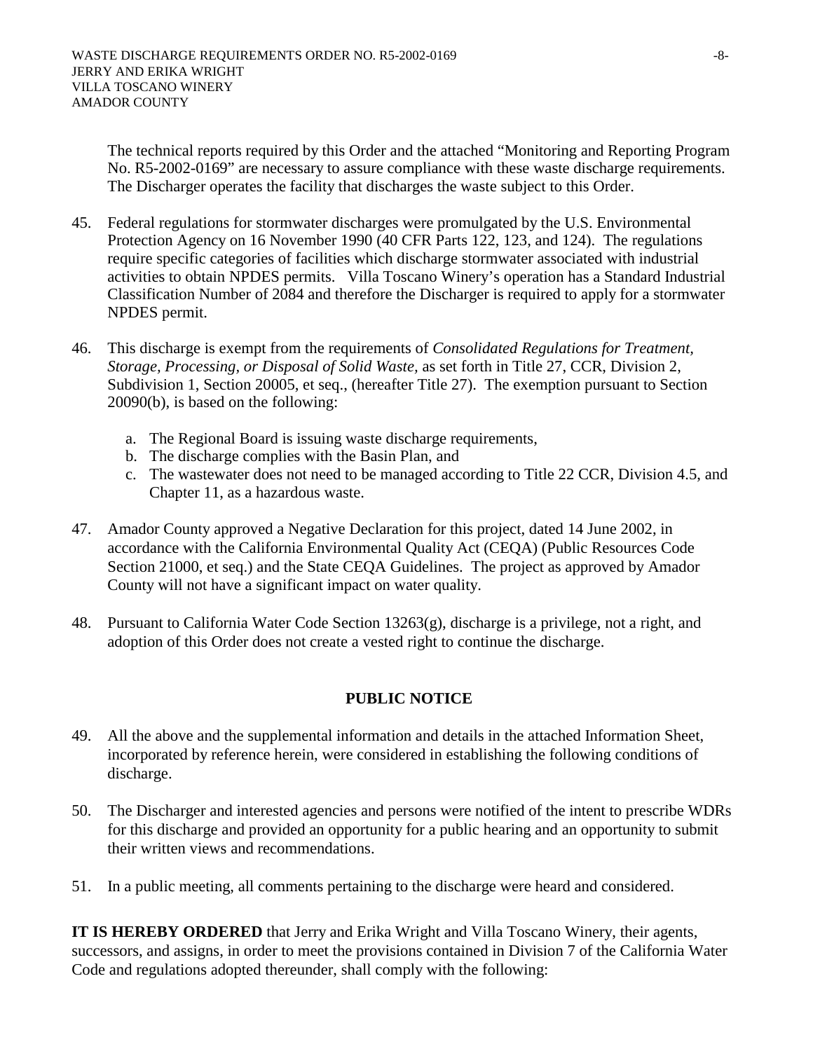The technical reports required by this Order and the attached "Monitoring and Reporting Program No. R5-2002-0169" are necessary to assure compliance with these waste discharge requirements. The Discharger operates the facility that discharges the waste subject to this Order.

45. Federal regulations for stormwater discharges were promulgated by the U.S. Environmental Protection Agency on 16 November 1990 (40 CFR Parts 122, 123, and 124). The regulations require specific categories of facilities which discharge stormwater associated with industrial activities to obtain NPDES permits. Villa Toscano Winery's operation has a Standard Industrial Classification Number of 2084 and therefore the Discharger is required to apply for a stormwater NPDES permit.

46. This discharge is exempt from the requirements of *Consolidated Regulations for Treatment, Storage, Processing, or Disposal of Solid Waste,* as set forth in Title 27, CCR, Division 2, Subdivision 1, Section 20005, et seq., (hereafter Title 27). The exemption pursuant to Section 20090(b), is based on the following:

    a. The Regional Board is issuing waste discharge requirements,
    b. The discharge complies with the Basin Plan, and
    c. The wastewater does not need to be managed according to Title 22 CCR, Division 4.5, and Chapter 11, as a hazardous waste.

47. Amador County approved a Negative Declaration for this project, dated 14 June 2002, in accordance with the California Environmental Quality Act (CEQA) (Public Resources Code Section 21000, et seq.) and the State CEQA Guidelines. The project as approved by Amador County will not have a significant impact on water quality.

48. Pursuant to California Water Code Section 13263(g), discharge is a privilege, not a right, and adoption of this Order does not create a vested right to continue the discharge.

## PUBLIC NOTICE

49. All the above and the supplemental information and details in the attached Information Sheet, incorporated by reference herein, were considered in establishing the following conditions of discharge.

50. The Discharger and interested agencies and persons were notified of the intent to prescribe WDRs for this discharge and provided an opportunity for a public hearing and an opportunity to submit their written views and recommendations.

51. In a public meeting, all comments pertaining to the discharge were heard and considered.

**IT IS HEREBY ORDERED** that Jerry and Erika Wright and Villa Toscano Winery, their agents, successors, and assigns, in order to meet the provisions contained in Division 7 of the California Water Code and regulations adopted thereunder, shall comply with the following: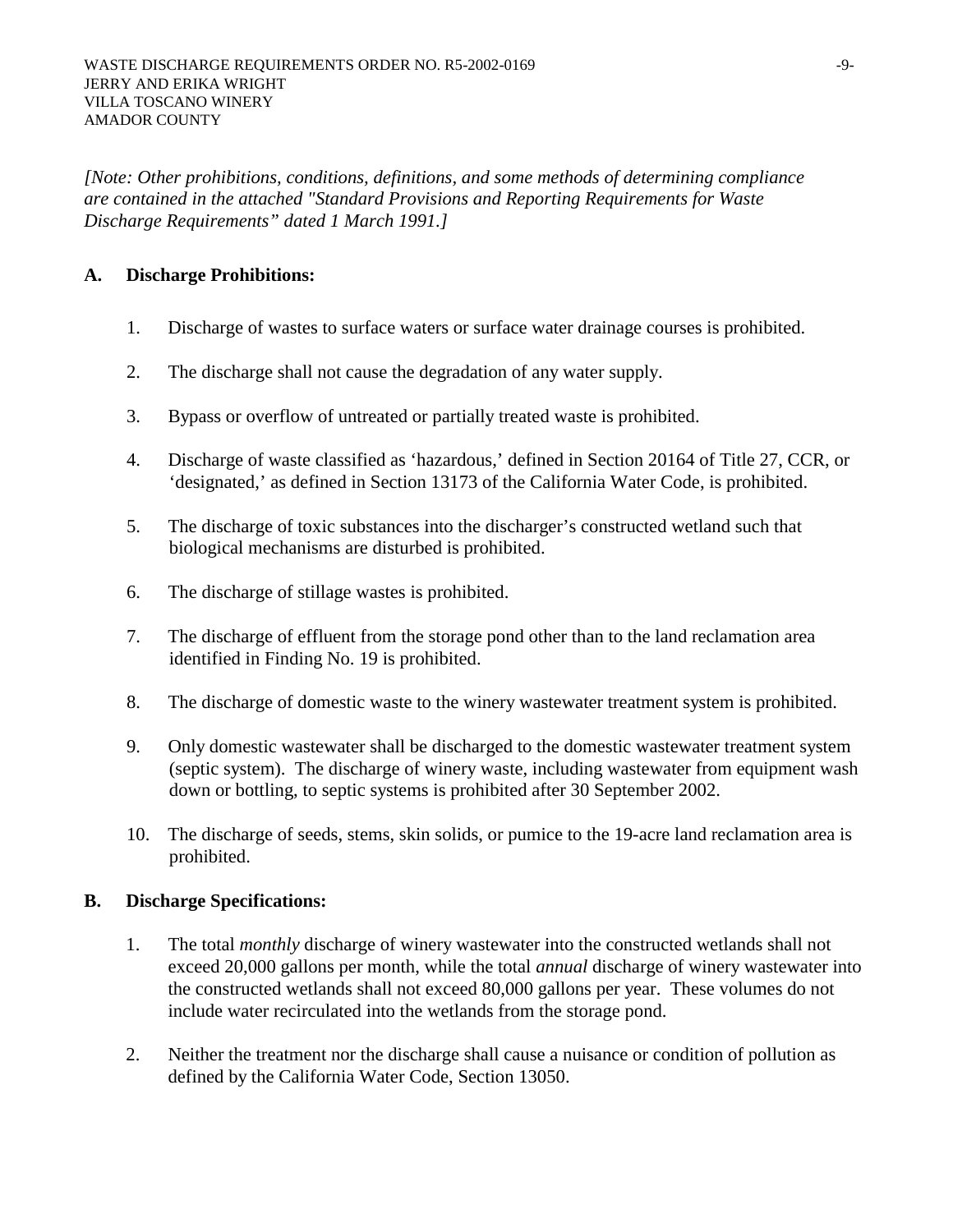*[Note: Other prohibitions, conditions, definitions, and some methods of determining compliance are contained in the attached "Standard Provisions and Reporting Requirements for Waste Discharge Requirements" dated 1 March 1991.]*

**A. Discharge Prohibitions:**

1. Discharge of wastes to surface waters or surface water drainage courses is prohibited.

2. The discharge shall not cause the degradation of any water supply.

3. Bypass or overflow of untreated or partially treated waste is prohibited.

4. Discharge of waste classified as 'hazardous,' defined in Section 20164 of Title 27, CCR, or 'designated,' as defined in Section 13173 of the California Water Code, is prohibited.

5. The discharge of toxic substances into the discharger's constructed wetland such that biological mechanisms are disturbed is prohibited.

6. The discharge of stillage wastes is prohibited.

7. The discharge of effluent from the storage pond other than to the land reclamation area identified in Finding No. 19 is prohibited.

8. The discharge of domestic waste to the winery wastewater treatment system is prohibited.

9. Only domestic wastewater shall be discharged to the domestic wastewater treatment system (septic system). The discharge of winery waste, including wastewater from equipment wash down or bottling, to septic systems is prohibited after 30 September 2002.

10. The discharge of seeds, stems, skin solids, or pumice to the 19-acre land reclamation area is prohibited.

**B. Discharge Specifications:**

1. The total *monthly* discharge of winery wastewater into the constructed wetlands shall not exceed 20,000 gallons per month, while the total *annual* discharge of winery wastewater into the constructed wetlands shall not exceed 80,000 gallons per year. These volumes do not include water recirculated into the wetlands from the storage pond.

2. Neither the treatment nor the discharge shall cause a nuisance or condition of pollution as defined by the California Water Code, Section 13050.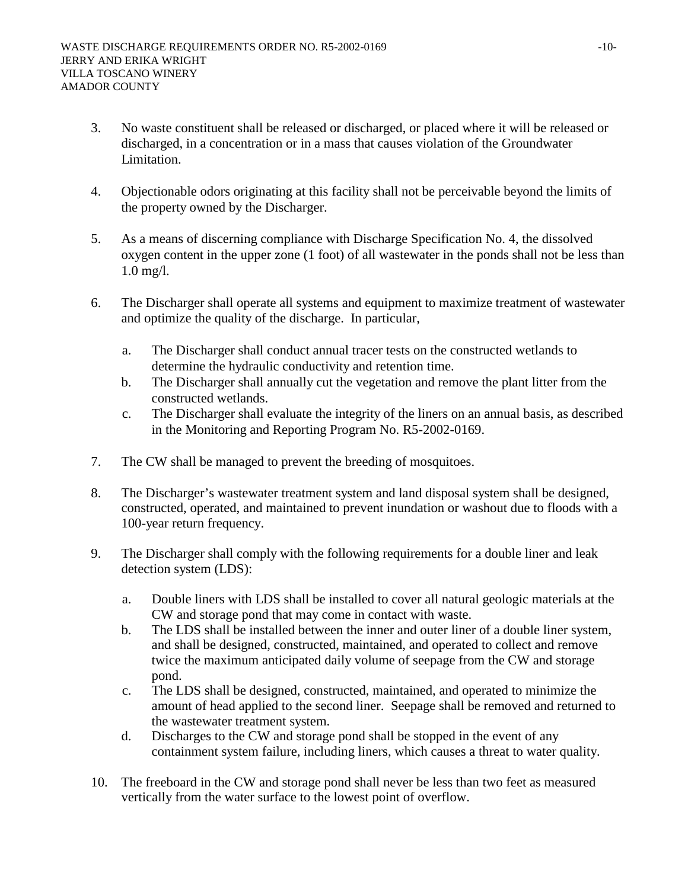3. No waste constituent shall be released or discharged, or placed where it will be released or discharged, in a concentration or in a mass that causes violation of the Groundwater Limitation.

4. Objectionable odors originating at this facility shall not be perceivable beyond the limits of the property owned by the Discharger.

5. As a means of discerning compliance with Discharge Specification No. 4, the dissolved oxygen content in the upper zone (1 foot) of all wastewater in the ponds shall not be less than 1.0 mg/l.

6. The Discharger shall operate all systems and equipment to maximize treatment of wastewater and optimize the quality of the discharge. In particular,

   a. The Discharger shall conduct annual tracer tests on the constructed wetlands to determine the hydraulic conductivity and retention time.
   b. The Discharger shall annually cut the vegetation and remove the plant litter from the constructed wetlands.
   c. The Discharger shall evaluate the integrity of the liners on an annual basis, as described in the Monitoring and Reporting Program No. R5-2002-0169.

7. The CW shall be managed to prevent the breeding of mosquitoes.

8. The Discharger's wastewater treatment system and land disposal system shall be designed, constructed, operated, and maintained to prevent inundation or washout due to floods with a 100-year return frequency.

9. The Discharger shall comply with the following requirements for a double liner and leak detection system (LDS):

   a. Double liners with LDS shall be installed to cover all natural geologic materials at the CW and storage pond that may come in contact with waste.
   b. The LDS shall be installed between the inner and outer liner of a double liner system, and shall be designed, constructed, maintained, and operated to collect and remove twice the maximum anticipated daily volume of seepage from the CW and storage pond.
   c. The LDS shall be designed, constructed, maintained, and operated to minimize the amount of head applied to the second liner. Seepage shall be removed and returned to the wastewater treatment system.
   d. Discharges to the CW and storage pond shall be stopped in the event of any containment system failure, including liners, which causes a threat to water quality.

10. The freeboard in the CW and storage pond shall never be less than two feet as measured vertically from the water surface to the lowest point of overflow.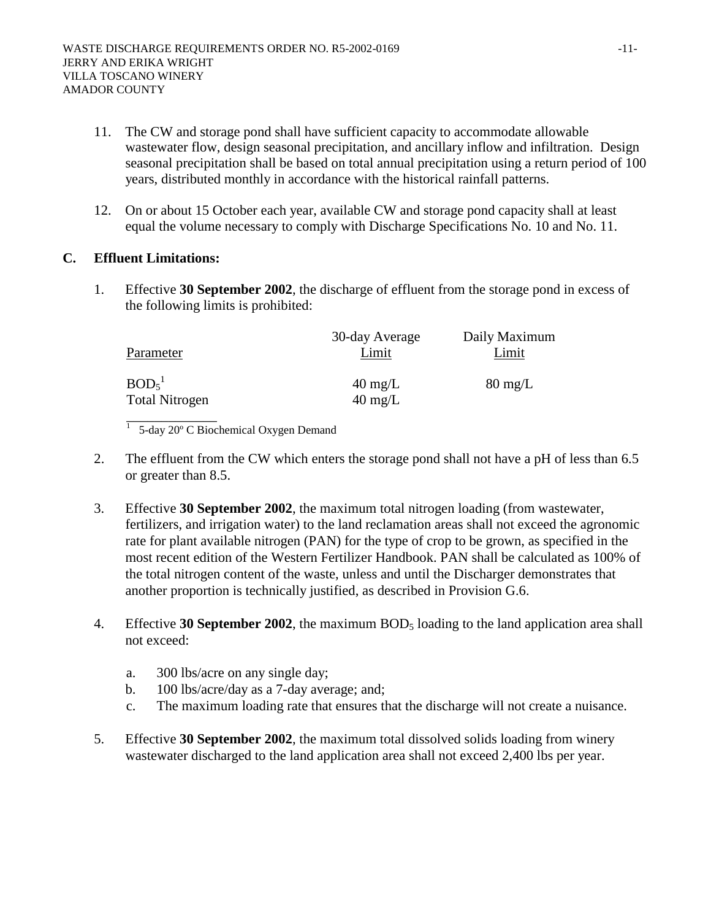11. The CW and storage pond shall have sufficient capacity to accommodate allowable wastewater flow, design seasonal precipitation, and ancillary inflow and infiltration. Design seasonal precipitation shall be based on total annual precipitation using a return period of 100 years, distributed monthly in accordance with the historical rainfall patterns.

12. On or about 15 October each year, available CW and storage pond capacity shall at least equal the volume necessary to comply with Discharge Specifications No. 10 and No. 11.

**C. Effluent Limitations:**

1. Effective **30 September 2002**, the discharge of effluent from the storage pond in excess of the following limits is prohibited:

| Parameter | 30-day Average Limit | Daily Maximum Limit |
|---|---|---|
| $BOD_5$[1] | 40 mg/L | 80 mg/L |
| Total Nitrogen | 40 mg/L | |

[1] 5-day 20º C Biochemical Oxygen Demand

2. The effluent from the CW which enters the storage pond shall not have a pH of less than 6.5 or greater than 8.5.

3. Effective **30 September 2002**, the maximum total nitrogen loading (from wastewater, fertilizers, and irrigation water) to the land reclamation areas shall not exceed the agronomic rate for plant available nitrogen (PAN) for the type of crop to be grown, as specified in the most recent edition of the Western Fertilizer Handbook. PAN shall be calculated as 100% of the total nitrogen content of the waste, unless and until the Discharger demonstrates that another proportion is technically justified, as described in Provision G.6.

4. Effective **30 September 2002**, the maximum $BOD_5$ loading to the land application area shall not exceed:

   a. 300 lbs/acre on any single day;
   b. 100 lbs/acre/day as a 7-day average; and;
   c. The maximum loading rate that ensures that the discharge will not create a nuisance.

5. Effective **30 September 2002**, the maximum total dissolved solids loading from winery wastewater discharged to the land application area shall not exceed 2,400 lbs per year.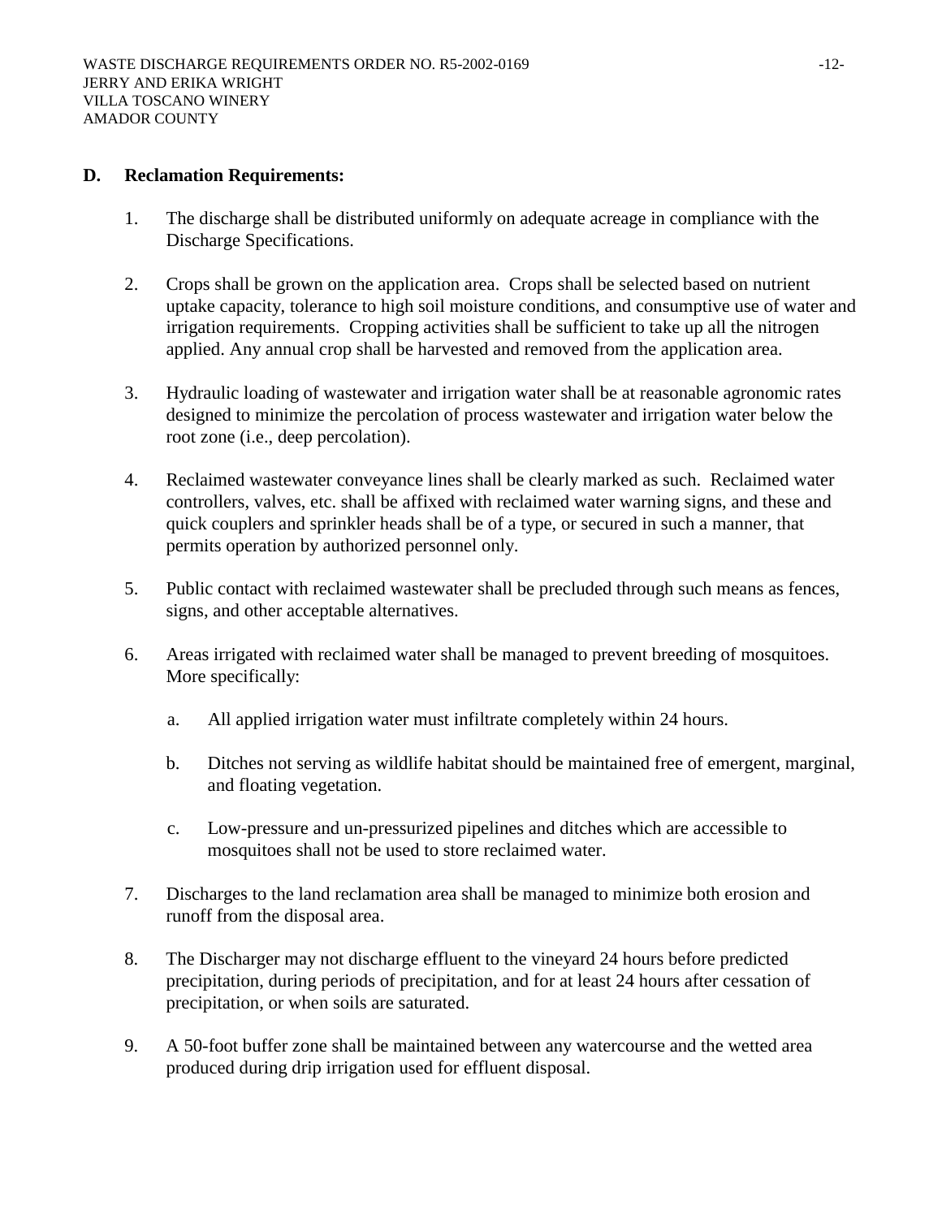## D. Reclamation Requirements:

1. The discharge shall be distributed uniformly on adequate acreage in compliance with the Discharge Specifications.

2. Crops shall be grown on the application area. Crops shall be selected based on nutrient uptake capacity, tolerance to high soil moisture conditions, and consumptive use of water and irrigation requirements. Cropping activities shall be sufficient to take up all the nitrogen applied. Any annual crop shall be harvested and removed from the application area.

3. Hydraulic loading of wastewater and irrigation water shall be at reasonable agronomic rates designed to minimize the percolation of process wastewater and irrigation water below the root zone (i.e., deep percolation).

4. Reclaimed wastewater conveyance lines shall be clearly marked as such. Reclaimed water controllers, valves, etc. shall be affixed with reclaimed water warning signs, and these and quick couplers and sprinkler heads shall be of a type, or secured in such a manner, that permits operation by authorized personnel only.

5. Public contact with reclaimed wastewater shall be precluded through such means as fences, signs, and other acceptable alternatives.

6. Areas irrigated with reclaimed water shall be managed to prevent breeding of mosquitoes. More specifically:

   a. All applied irrigation water must infiltrate completely within 24 hours.

   b. Ditches not serving as wildlife habitat should be maintained free of emergent, marginal, and floating vegetation.

   c. Low-pressure and un-pressurized pipelines and ditches which are accessible to mosquitoes shall not be used to store reclaimed water.

7. Discharges to the land reclamation area shall be managed to minimize both erosion and runoff from the disposal area.

8. The Discharger may not discharge effluent to the vineyard 24 hours before predicted precipitation, during periods of precipitation, and for at least 24 hours after cessation of precipitation, or when soils are saturated.

9. A 50-foot buffer zone shall be maintained between any watercourse and the wetted area produced during drip irrigation used for effluent disposal.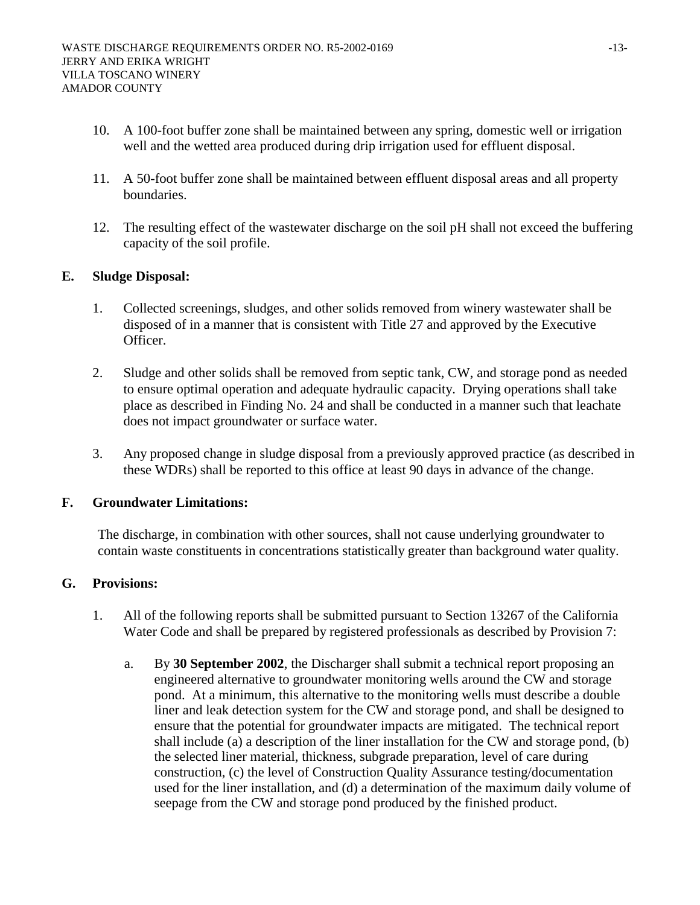10. A 100-foot buffer zone shall be maintained between any spring, domestic well or irrigation well and the wetted area produced during drip irrigation used for effluent disposal.

11. A 50-foot buffer zone shall be maintained between effluent disposal areas and all property boundaries.

12. The resulting effect of the wastewater discharge on the soil pH shall not exceed the buffering capacity of the soil profile.

**E. Sludge Disposal:**

1. Collected screenings, sludges, and other solids removed from winery wastewater shall be disposed of in a manner that is consistent with Title 27 and approved by the Executive Officer.

2. Sludge and other solids shall be removed from septic tank, CW, and storage pond as needed to ensure optimal operation and adequate hydraulic capacity. Drying operations shall take place as described in Finding No. 24 and shall be conducted in a manner such that leachate does not impact groundwater or surface water.

3. Any proposed change in sludge disposal from a previously approved practice (as described in these WDRs) shall be reported to this office at least 90 days in advance of the change.

**F. Groundwater Limitations:**

The discharge, in combination with other sources, shall not cause underlying groundwater to contain waste constituents in concentrations statistically greater than background water quality.

**G. Provisions:**

1. All of the following reports shall be submitted pursuant to Section 13267 of the California Water Code and shall be prepared by registered professionals as described by Provision 7:

   a. By **30 September 2002**, the Discharger shall submit a technical report proposing an engineered alternative to groundwater monitoring wells around the CW and storage pond. At a minimum, this alternative to the monitoring wells must describe a double liner and leak detection system for the CW and storage pond, and shall be designed to ensure that the potential for groundwater impacts are mitigated. The technical report shall include (a) a description of the liner installation for the CW and storage pond, (b) the selected liner material, thickness, subgrade preparation, level of care during construction, (c) the level of Construction Quality Assurance testing/documentation used for the liner installation, and (d) a determination of the maximum daily volume of seepage from the CW and storage pond produced by the finished product.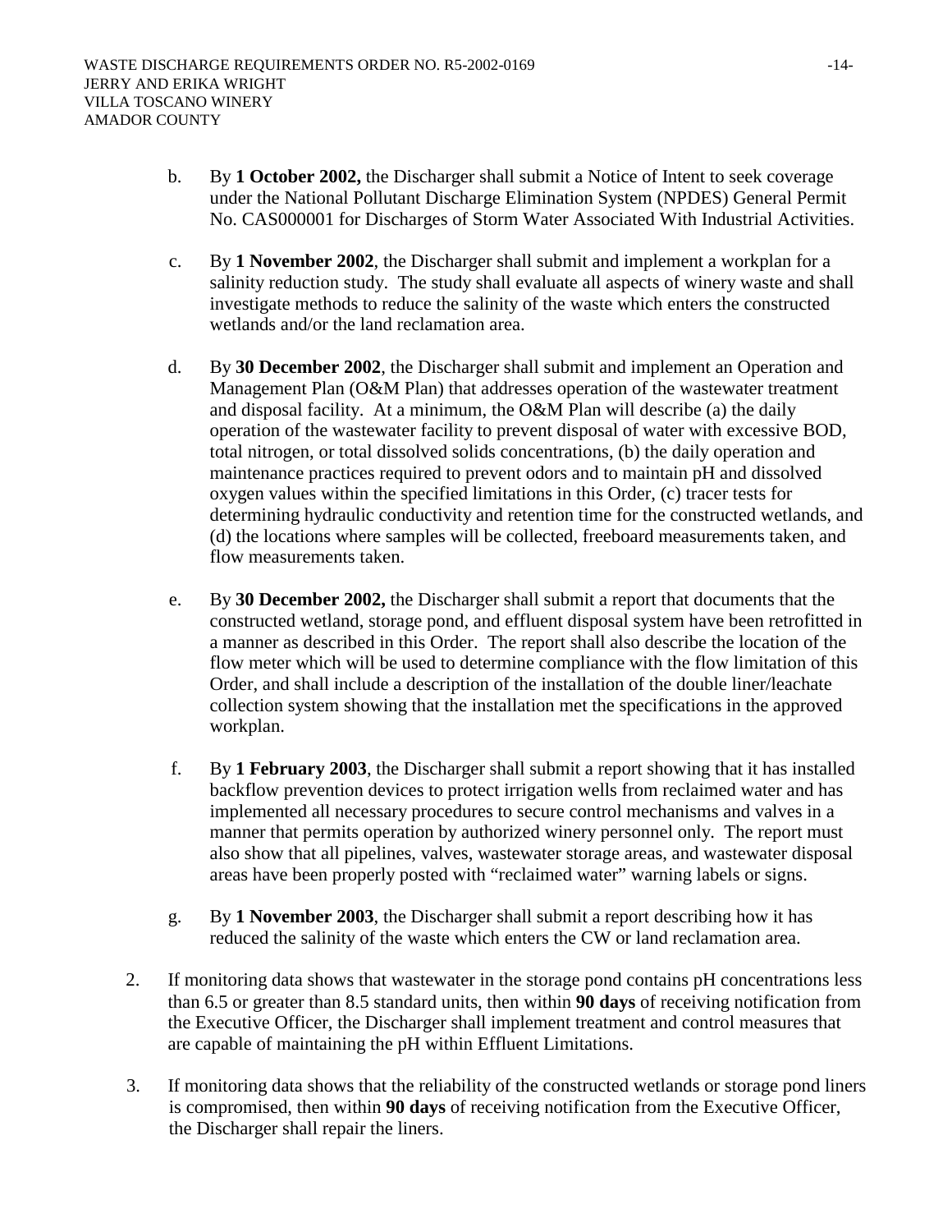b. By **1 October 2002,** the Discharger shall submit a Notice of Intent to seek coverage under the National Pollutant Discharge Elimination System (NPDES) General Permit No. CAS000001 for Discharges of Storm Water Associated With Industrial Activities.

c. By **1 November 2002**, the Discharger shall submit and implement a workplan for a salinity reduction study. The study shall evaluate all aspects of winery waste and shall investigate methods to reduce the salinity of the waste which enters the constructed wetlands and/or the land reclamation area.

d. By **30 December 2002**, the Discharger shall submit and implement an Operation and Management Plan (O&M Plan) that addresses operation of the wastewater treatment and disposal facility. At a minimum, the O&M Plan will describe (a) the daily operation of the wastewater facility to prevent disposal of water with excessive BOD, total nitrogen, or total dissolved solids concentrations, (b) the daily operation and maintenance practices required to prevent odors and to maintain pH and dissolved oxygen values within the specified limitations in this Order, (c) tracer tests for determining hydraulic conductivity and retention time for the constructed wetlands, and (d) the locations where samples will be collected, freeboard measurements taken, and flow measurements taken.

e. By **30 December 2002,** the Discharger shall submit a report that documents that the constructed wetland, storage pond, and effluent disposal system have been retrofitted in a manner as described in this Order. The report shall also describe the location of the flow meter which will be used to determine compliance with the flow limitation of this Order, and shall include a description of the installation of the double liner/leachate collection system showing that the installation met the specifications in the approved workplan.

f. By **1 February 2003**, the Discharger shall submit a report showing that it has installed backflow prevention devices to protect irrigation wells from reclaimed water and has implemented all necessary procedures to secure control mechanisms and valves in a manner that permits operation by authorized winery personnel only. The report must also show that all pipelines, valves, wastewater storage areas, and wastewater disposal areas have been properly posted with "reclaimed water" warning labels or signs.

g. By **1 November 2003**, the Discharger shall submit a report describing how it has reduced the salinity of the waste which enters the CW or land reclamation area.

2. If monitoring data shows that wastewater in the storage pond contains pH concentrations less than 6.5 or greater than 8.5 standard units, then within **90 days** of receiving notification from the Executive Officer, the Discharger shall implement treatment and control measures that are capable of maintaining the pH within Effluent Limitations.

3. If monitoring data shows that the reliability of the constructed wetlands or storage pond liners is compromised, then within **90 days** of receiving notification from the Executive Officer, the Discharger shall repair the liners.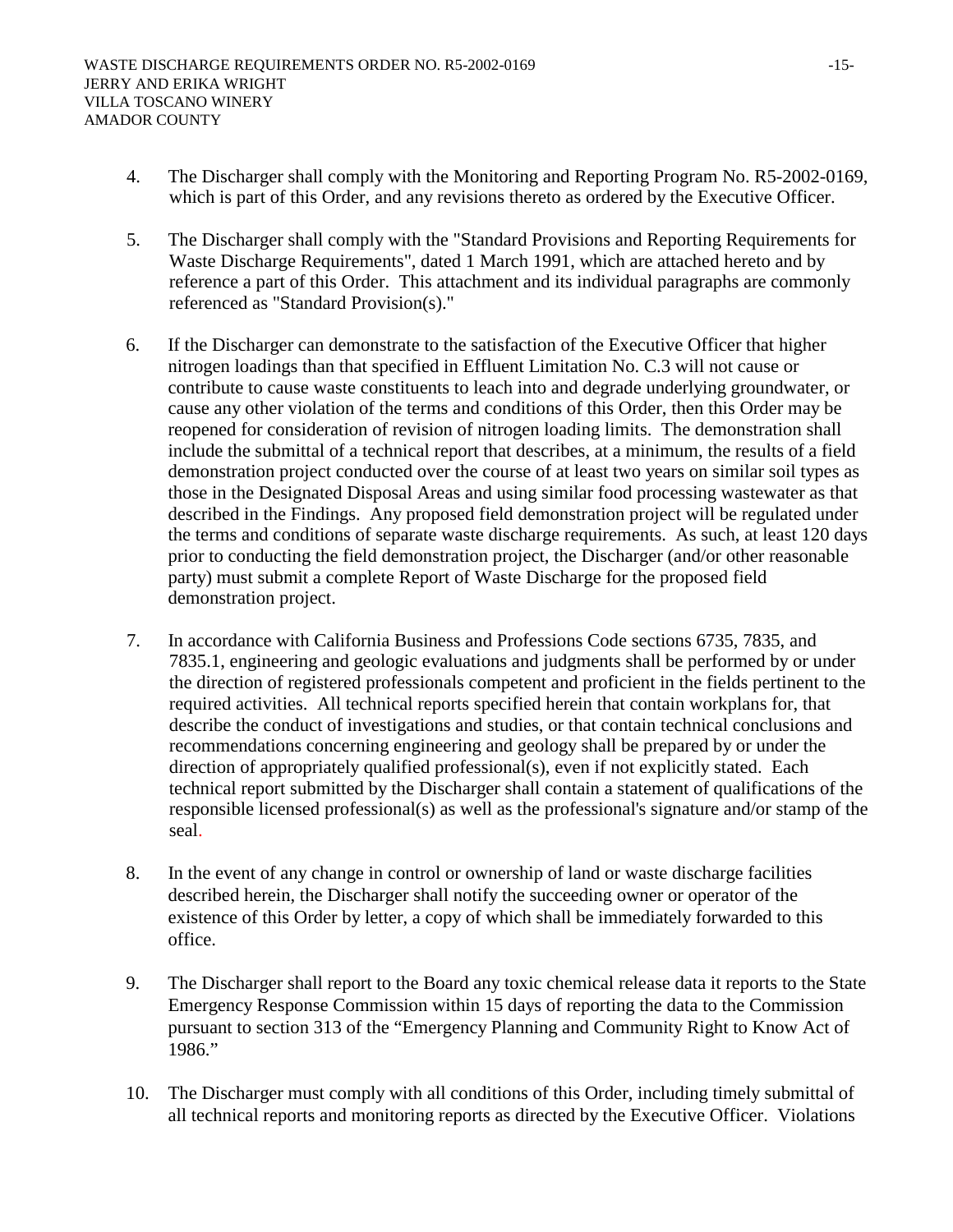4. The Discharger shall comply with the Monitoring and Reporting Program No. R5-2002-0169, which is part of this Order, and any revisions thereto as ordered by the Executive Officer.

5. The Discharger shall comply with the "Standard Provisions and Reporting Requirements for Waste Discharge Requirements", dated 1 March 1991, which are attached hereto and by reference a part of this Order. This attachment and its individual paragraphs are commonly referenced as "Standard Provision(s)."

6. If the Discharger can demonstrate to the satisfaction of the Executive Officer that higher nitrogen loadings than that specified in Effluent Limitation No. C.3 will not cause or contribute to cause waste constituents to leach into and degrade underlying groundwater, or cause any other violation of the terms and conditions of this Order, then this Order may be reopened for consideration of revision of nitrogen loading limits. The demonstration shall include the submittal of a technical report that describes, at a minimum, the results of a field demonstration project conducted over the course of at least two years on similar soil types as those in the Designated Disposal Areas and using similar food processing wastewater as that described in the Findings. Any proposed field demonstration project will be regulated under the terms and conditions of separate waste discharge requirements. As such, at least 120 days prior to conducting the field demonstration project, the Discharger (and/or other reasonable party) must submit a complete Report of Waste Discharge for the proposed field demonstration project.

7. In accordance with California Business and Professions Code sections 6735, 7835, and 7835.1, engineering and geologic evaluations and judgments shall be performed by or under the direction of registered professionals competent and proficient in the fields pertinent to the required activities. All technical reports specified herein that contain workplans for, that describe the conduct of investigations and studies, or that contain technical conclusions and recommendations concerning engineering and geology shall be prepared by or under the direction of appropriately qualified professional(s), even if not explicitly stated. Each technical report submitted by the Discharger shall contain a statement of qualifications of the responsible licensed professional(s) as well as the professional's signature and/or stamp of the seal.

8. In the event of any change in control or ownership of land or waste discharge facilities described herein, the Discharger shall notify the succeeding owner or operator of the existence of this Order by letter, a copy of which shall be immediately forwarded to this office.

9. The Discharger shall report to the Board any toxic chemical release data it reports to the State Emergency Response Commission within 15 days of reporting the data to the Commission pursuant to section 313 of the "Emergency Planning and Community Right to Know Act of 1986."

10. The Discharger must comply with all conditions of this Order, including timely submittal of all technical reports and monitoring reports as directed by the Executive Officer. Violations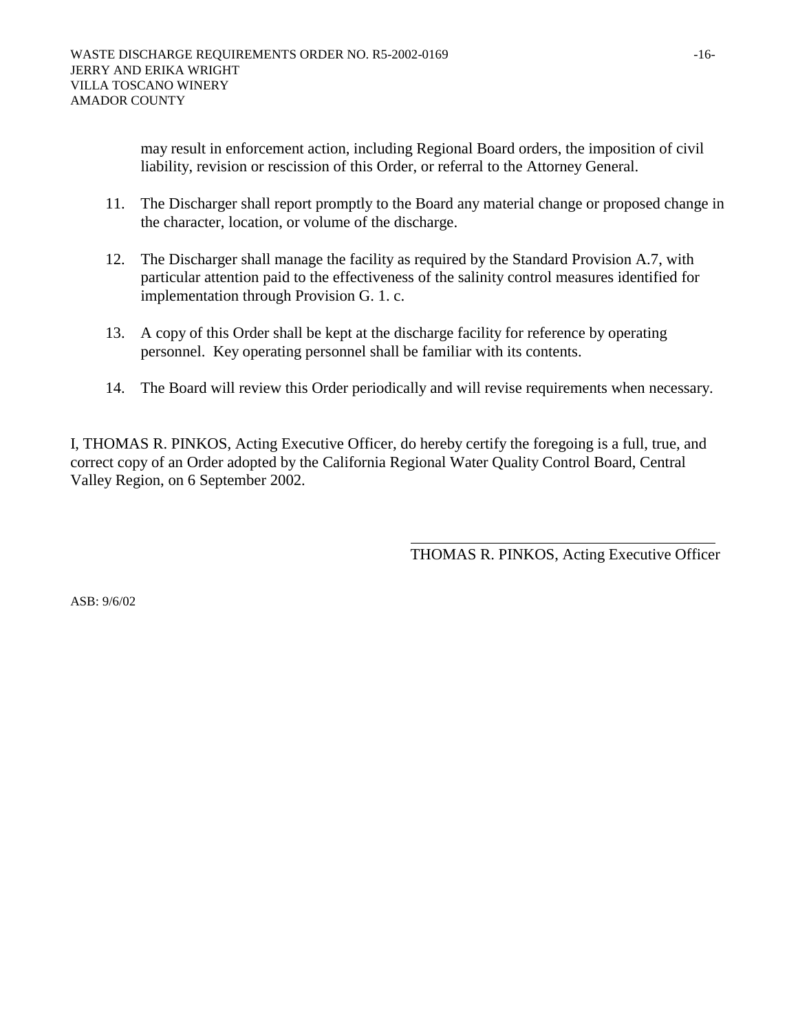may result in enforcement action, including Regional Board orders, the imposition of civil liability, revision or rescission of this Order, or referral to the Attorney General.

11. The Discharger shall report promptly to the Board any material change or proposed change in the character, location, or volume of the discharge.

12. The Discharger shall manage the facility as required by the Standard Provision A.7, with particular attention paid to the effectiveness of the salinity control measures identified for implementation through Provision G. 1. c.

13. A copy of this Order shall be kept at the discharge facility for reference by operating personnel. Key operating personnel shall be familiar with its contents.

14. The Board will review this Order periodically and will revise requirements when necessary.

I, THOMAS R. PINKOS, Acting Executive Officer, do hereby certify the foregoing is a full, true, and correct copy of an Order adopted by the California Regional Water Quality Control Board, Central Valley Region, on 6 September 2002.

THOMAS R. PINKOS, Acting Executive Officer

ASB: 9/6/02